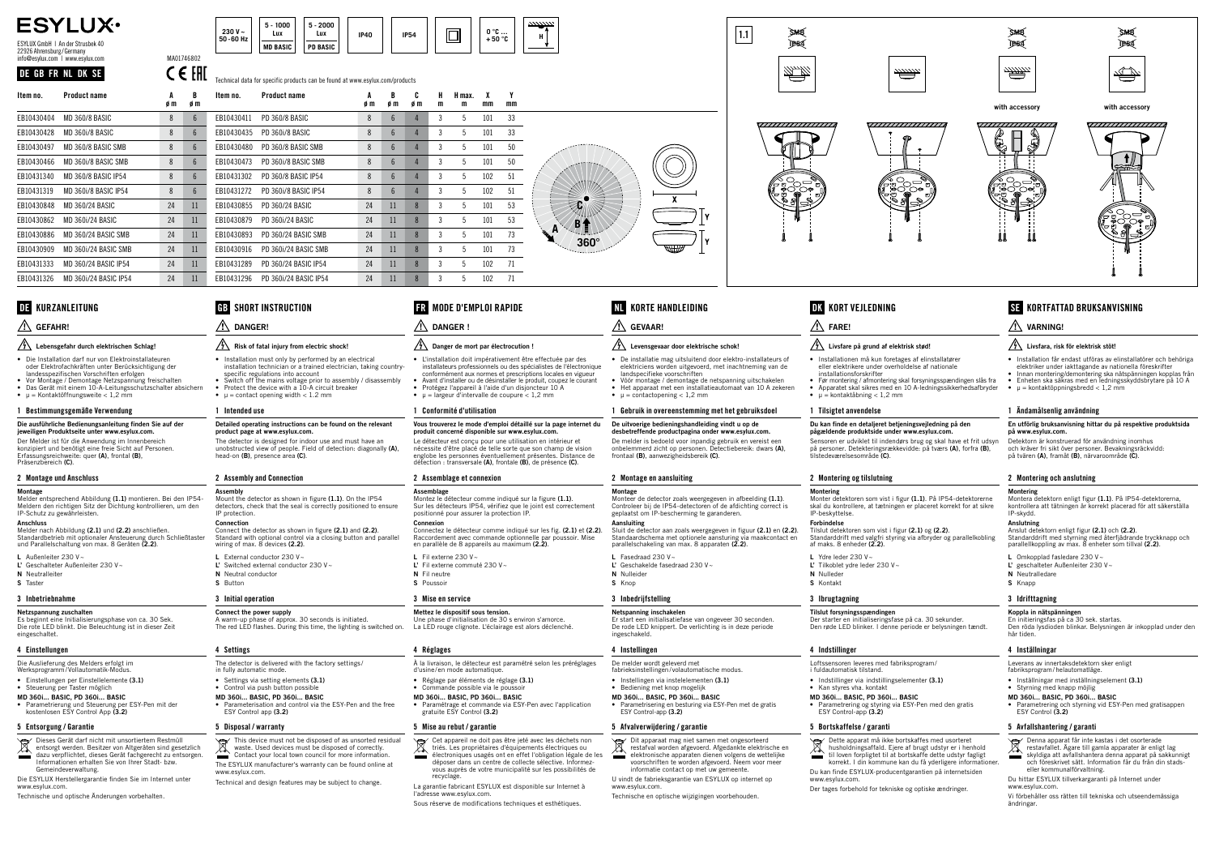# ESYLUX

ESYLUX GmbH | An der Strusbek 40
22926 Ahrensburg/Germany
info@esylux.com | www.esylux.com

MA01746802

DE GB FR NL DK SE

230 V ~ 50 -60 Hz | 5 - 1000 Lux MD BASIC | 5 - 2000 Lux PD BASIC | IP40 | IP54 | 0 °C ... +50 °C

Technical data for specific products can be found at www.esylux.com/products

| Item no. | Product name | A ø m | B ø m | Item no. | Product name | A ø m | B ø m | C ø m | H m | H max. m | X mm | Y mm |
|---|---|---|---|---|---|---|---|---|---|---|---|---|
| EB10430404 | MD 360/8 BASIC | 8 | 6 | EB10430411 | PD 360/8 BASIC | 8 | 6 | 4 | 3 | 5 | 101 | 33 |
| EB10430428 | MD 360i/8 BASIC | 8 | 6 | EB10430435 | PD 360i/8 BASIC | 8 | 6 | 4 | 3 | 5 | 101 | 33 |
| EB10430497 | MD 360/8 BASIC SMB | 8 | 6 | EB10430480 | PD 360/8 BASIC SMB | 8 | 6 | 4 | 3 | 5 | 101 | 50 |
| EB10430466 | MD 360i/8 BASIC SMB | 8 | 6 | EB10430473 | PD 360i/8 BASIC SMB | 8 | 6 | 4 | 3 | 5 | 101 | 50 |
| EB10431340 | MD 360/8 BASIC IP54 | 8 | 6 | EB10431302 | PD 360/8 BASIC IP54 | 8 | 6 | 4 | 3 | 5 | 102 | 51 |
| EB10431319 | MD 360i/8 BASIC IP54 | 8 | 6 | EB10431272 | PD 360i/8 BASIC IP54 | 8 | 6 | 4 | 3 | 5 | 102 | 51 |
| EB10430848 | MD 360/24 BASIC | 24 | 11 | EB10430855 | PD 360/24 BASIC | 24 | 11 | 8 | 3 | 5 | 101 | 53 |
| EB10430862 | MD 360i/24 BASIC | 24 | 11 | EB10430879 | PD 360i/24 BASIC | 24 | 11 | 8 | 3 | 5 | 101 | 53 |
| EB10430886 | MD 360/24 BASIC SMB | 24 | 11 | EB10430893 | PD 360/24 BASIC SMB | 24 | 11 | 8 | 3 | 5 | 101 | 73 |
| EB10430909 | MD 360i/24 BASIC SMB | 24 | 11 | EB10430916 | PD 360i/24 BASIC SMB | 24 | 11 | 8 | 3 | 5 | 101 | 73 |
| EB10431333 | MD 360/24 BASIC IP54 | 24 | 11 | EB10431289 | PD 360/24 BASIC IP54 | 24 | 11 | 8 | 3 | 5 | 102 | 71 |
| EB10431326 | MD 360i/24 BASIC IP54 | 24 | 11 | EB10431296 | PD 360i/24 BASIC IP54 | 24 | 11 | 8 | 3 | 5 | 102 | 71 |

1.1 — SMB, IP54 — with accessory — with accessory

## DE KURZANLEITUNG

### GEFAHR!

**Lebensgefahr durch elektrischen Schlag!**

- Die Installation darf nur von Elektroinstallateuren oder Elektrofachkräften unter Berücksichtigung der landesspezifischen Vorschriften erfolgen
- Vor Montage / Demontage Netzspannung freischalten
- Das Gerät mit einem 10-A-Leitungsschutzschalter absichern
- μ = Kontaktöffnungsweite < 1,2 mm

### 1 Bestimmungsgemäße Verwendung

**Die ausführliche Bedienungsanleitung finden Sie auf der jeweiligen Produktseite unter www.esylux.com.**

Der Melder ist für die Anwendung im Innenbereich konzipiert und benötigt eine freie Sicht auf Personen. Erfassungsreichweite: quer (A), frontal (B), Präsenzbereich (C).

### 2 Montage und Anschluss

**Montage**
Melder entsprechend Abbildung (1.1) montieren. Bei den IP54-Meldern den richtigen Sitz der Dichtung kontrollieren, um den IP-Schutz zu gewährleisten.

**Anschluss**
Melder nach Abbildung (2.1) und (2.2) anschließen. Standardbetrieb mit optionaler Ansteuerung durch Schließtaster und Parallelschaltung von max. 8 Geräten (2.2).

**L** Außenleiter 230 V~
**L'** Geschalteter Außenleiter 230 V~
**N** Neutralleiter
**S** Taster

### 3 Inbetriebnahme

**Netzspannung zuschalten**
Es beginnt eine Initialisierungsphase von ca. 30 Sek. Die rote LED blinkt. Die Beleuchtung ist in dieser Zeit eingeschaltet.

### 4 Einstellungen

Die Auslieferung des Melders erfolgt im Werksprogramm/Vollautomatik-Modus.

- Einstellungen per Einstellelemente (3.1)
- Steuerung per Taster möglich

**MD 360i... BASIC, PD 360i... BASIC**
- Parametrierung und Steuerung per ESY-Pen mit der kostenlosen ESY Control App (3.2)

### 5 Entsorgung / Garantie

Dieses Gerät darf nicht mit unsortiertem Restmüll entsorgt werden. Besitzer von Altgeräten sind gesetzlich dazu verpflichtet, dieses Gerät fachgerecht zu entsorgen. Informationen erhalten Sie von Ihrer Stadt- bzw. Gemeindeverwaltung.

Die ESYLUX Herstellergarantie finden Sie im Internet unter www.esylux.com.

Technische und optische Änderungen vorbehalten.

## GB SHORT INSTRUCTION

### DANGER!

**Risk of fatal injury from electric shock!**

- Installation must only by performed by an electrical installation technician or a trained electrician, taking country-specific regulations into account
- Switch off the mains voltage prior to assembly / disassembly
- Protect the device with a 10-A circuit breaker
- μ = contact opening width < 1.2 mm

### 1 Intended use

**Detailed operating instructions can be found on the relevant product page at www.esylux.com.**

The detector is designed for indoor use and must have an unobstructed view of people. Field of detection: diagonally (A), head-on (B), presence area (C).

### 2 Assembly and Connection

**Assembly**
Mount the detector as shown in figure (1.1). On the IP54 detectors, check that the seal is correctly positioned to ensure IP protection.

**Connection**
Connect the detector as shown in figure (2.1) and (2.2). Standard with optional control via a closing button and parallel wiring of max. 8 devices (2.2).

**L** External conductor 230 V~
**L'** Switched external conductor 230 V~
**N** Neutral conductor
**S** Button

### 3 Initial operation

**Connect the power supply**
A warm-up phase of approx. 30 seconds is initiated. The red LED flashes. During this time, the lighting is switched on.

### 4 Settings

The detector is delivered with the factory settings/ in fully automatic mode.

- Settings via setting elements (3.1)
- Control via push button possible

**MD 360i... BASIC, PD 360i... BASIC**
- Parameterisation and control via the ESY-Pen and the free ESY Control app (3.2)

### 5 Disposal / warranty

This device must not be disposed of as unsorted residual waste. Used devices must be disposed of correctly. Contact your local town council for more information.

The ESYLUX manufacturer's warranty can be found online at www.esylux.com.

Technical and design features may be subject to change.

## FR MODE D'EMPLOI RAPIDE

### DANGER !

**Danger de mort par électrocution !**

- L'installation doit impérativement être effectuée par des installateurs professionnels ou des spécialistes de l'électronique conformément aux normes et prescriptions locales en vigueur
- Avant d'installer ou de désinstaller le produit, coupez le courant
- Protégez l'appareil à l'aide d'un disjoncteur 10 A
- μ = largeur d'intervalle de coupure < 1,2 mm

### 1 Conformité d'utilisation

**Vous trouverez le mode d'emploi détaillé sur la page internet du produit concerné disponible sur www.esylux.com.**

Le détecteur est conçu pour une utilisation en intérieur et nécessite d'être placé de telle sorte que son champ de vision englobe les personnes éventuellement présentes. Distance de détection : transversale (A), frontale (B), de présence (C).

### 2 Assemblage et connexion

**Assemblage**
Montez le détecteur comme indiqué sur la figure (1.1). Sur les détecteurs IP54, vérifiez que le joint est correctement positionné pour assurer la protection IP.

**Connexion**
Connectez le détecteur comme indiqué sur les fig. (2.1) et (2.2). Raccordement avec commande optionnelle par poussoir. Mise en parallèle de 8 appareils au maximum (2.2).

**L** Fil externe 230 V~
**L'** Fil externe commuté 230 V~
**N** Fil neutre
**S** Poussoir

### 3 Mise en service

**Mettez le dispositif sous tension.**
Une phase d'initialisation de 30 s environ s'amorce. La LED rouge clignote. L'éclairage est alors déclenché.

### 4 Réglages

À la livraison, le détecteur est paramétré selon les préréglages d'usine/en mode automatique.

- Réglage par éléments de réglage (3.1)
- Commande possible via le poussoir

**MD 360i... BASIC, PD 360i... BASIC**
- Paramétrage et commande via ESY-Pen avec l'application gratuite ESY Control (3.2)

### 5 Mise au rebut / garantie

Cet appareil ne doit pas être jeté avec les déchets non triés. Les propriétaires d'équipements électriques ou électroniques usagés ont en effet l'obligation légale de les déposer dans un centre de collecte sélective. Informez-vous auprès de votre municipalité sur les possibilités de recyclage.

La garantie fabricant ESYLUX est disponible sur Internet à l'adresse www.esylux.com.

Sous réserve de modifications techniques et esthétiques.

## NL KORTE HANDLEIDING

### GEVAAR!

**Levensgevaar door elektrische schok!**

- De installatie mag uitsluitend door elektro-installateurs of elektriciens worden uitgevoerd, met inachtneming van de landspecifieke voorschriften
- Vóór montage / demontage de netspanning uitschakelen
- Het apparaat met een installatieautomaat van 10 A zekeren
- μ = contactopening < 1,2 mm

### 1 Gebruik in overeenstemming met het gebruiksdoel

**De uitvoerige bedieningshandleiding vindt u op de desbetreffende productpagina onder www.esylux.com.**

De melder is bedoeld voor inpandig gebruik en vereist een onbelemmerd zicht op personen. Detectiebereik: dwars (A), frontaal (B), aanwezigheidsbereik (C).

### 2 Montage en aansluiting

**Montage**
Monteer de detector zoals weergegeven in afbeelding (1.1). Controleer bij de IP54-detectoren of de afdichting correct is geplaatst om IP-bescherming te garanderen.

**Aansluiting**
Sluit de detector aan zoals weergegeven in figuur (2.1) en (2.2). Standaardschema met optionele aansturing via maakcontact en parallelschakeling van max. 8 apparaten (2.2).

**L** Fasedraad 230 V~
**L'** Geschakelde fasedraad 230 V~
**N** Nulleider
**S** Knop

### 3 Inbedrijfstelling

**Netspanning inschakelen**
Er start een initialiseringsfase van ongeveer 30 seconden. De rode LED knippert. De verlichting is in deze periode ingeschakeld.

### 4 Instellingen

De melder wordt geleverd met fabrieksinstellingen/volautomatische modus.

- Instellingen via instelelementen (3.1)
- Bediening met knop mogelijk

**MD 360i... BASIC, PD 360i... BASIC**
- Parametrisering en besturing via ESY-Pen met de gratis ESY Control-app (3.2)

### 5 Afvalverwijdering / garantie

Dit apparaat mag niet samen met ongesorteerd restafval worden afgevoerd. Afgedankte elektrische en elektronische apparaten dienen volgens de wettelijke voorschriften te worden afgevoerd. Neem voor meer informatie contact op met uw gemeente.

U vindt de fabrieksgarantie van ESYLUX op internet op www.esylux.com.

Technische en optische wijzigingen voorbehouden.

## DK KORT VEJLEDNING

### FARE!

**Livsfare på grund af elektrisk stød!**

- Installationen må kun foretages af elinstallatører eller elektrikere under overholdelse af nationale installationsforskrifter
- Før montering / afmontering skal forsyningsspændingen slås fra
- Apparatet skal sikres med en 10 A-ledningssikkerhedsafbryder
- μ = kontaktåbning < 1,2 mm

### 1 Tilsigtet anvendelse

**Du kan finde en detaljeret betjeningsvejledning på den pågældende produktside under www.esylux.com.**

Sensoren er udviklet til indendørs brug og skal have et frit udsyn på personer. Detekteringsrækkevidde: på tværs (A), forfra (B), tilstedeværelsesområde (C).

### 2 Montering og tilslutning

**Montering**
Monter detektoren som vist i figur (1.1). På IP54-detektorerne skal du kontrollere, at tætningen er placeret korrekt for at sikre IP-beskyttelse.

**Forbindelse**
Tilslut detektoren som vist i figur (2.1) og (2.2). Standarddrift med valgfri styring via afbryder og parallelkobling af maks. 8 enheder (2.2).

**L** Ydre leder 230 V~
**L'** Tilkoblet ydre leder 230 V~
**N** Nulleder
**S** Kontakt

### 3 Ibrugtagning

**Tilslut forsyningsspændingen**
Der starter en initialiseringsfase på ca. 30 sekunder. Den røde LED blinker. I denne periode er belysningen tændt.

### 4 Indstillinger

Loftssensoren leveres med fabriksprogram/ i fuldautomatisk tilstand.

- Indstillinger via indstillingselementer (3.1)
- Kan styres vha. kontakt

**MD 360i... BASIC, PD 360i... BASIC**
- Parametrering og styring via ESY-Pen med den gratis ESY Control-app (3.2)

### 5 Bortskaffelse / garanti

Dette apparat må ikke bortskaffes med usorteret husholdningsaffald. Ejere af brugt udstyr er i henhold til loven forpligtet til at bortskaffe dette udstyr fagligt korrekt. I din kommune kan du få yderligere informationer.

Du kan finde ESYLUX-producentgarantien på internetsiden www.esylux.com.

Der tages forbehold for tekniske og optiske ændringer.

## SE KORTFATTAD BRUKSANVISNING

### VARNING!

**Livsfara, risk för elektriskt stöt!**

- Installation får endast utföras av elinstallatörer och behöriga elektriker under iakttagande av nationella föreskrifter
- Innan montering/demontering ska nätspänningen kopplas från
- Enheten ska säkras med en ledningsskyddsbrytare på 10 A
- μ = kontaktöppningsbredd < 1,2 mm

### 1 Ändamålsenlig användning

**En utförlig bruksanvisning hittar du på respektive produktsida på www.esylux.com.**

Detektorn är konstruerad för användning inomhus och kräver fri sikt över personer. Bevakningsräckvidd: på tvären (A), framåt (B), närvaroområde (C).

### 2 Montering och anslutning

**Montering**
Montera detektorn enligt figur (1.1). På IP54-detektorerna, kontrollera att tätningen är korrekt placerad för att säkerställa IP-skydd.

**Anslutning**
Anslut detektorn enligt figur (2.1) och (2.2). Standarddrift med styrning med återfjädrande tryckknapp och parallellkoppling av max. 8 enheter som tillval (2.2).

**L** Omkopplad fasledare 230 V~
**L'** gesschalteter Außenleiter 230 V~
**N** Neutralledare
**S** Knapp

### 3 Idrifttagning

**Koppla in nätspänningen**
En initieringsfas på ca 30 sek. startas. Den röda lysdioden blinkar. Belysningen är inkopplad under den här tiden.

### 4 Inställningar

Leverans av innertaksdetektorn sker enligt fabriksprogram/ helautomatläge.

- Inställningar med inställningselement (3.1)
- Styrning med knapp möjlig

**MD 360i... BASIC, PD 360i... BASIC**
- Parametrering och styrning vid ESY-Pen med gratisappen ESY Control (3.2)

### 5 Avfallshantering / garanti

Denna apparat får inte kastas i det osorterade restavfallet. Ägare till gamla apparater är enligt lag skyldiga att avfallshantera denna apparat på sakkunnigt och föreskrivet sätt. Information får du från din stads- eller kommunalförvaltning.

Du hittar ESYLUX tillverkargaranti på Internet under www.esylux.com.

Vi förbehåller oss rätten till tekniska och utseendemässiga ändringar.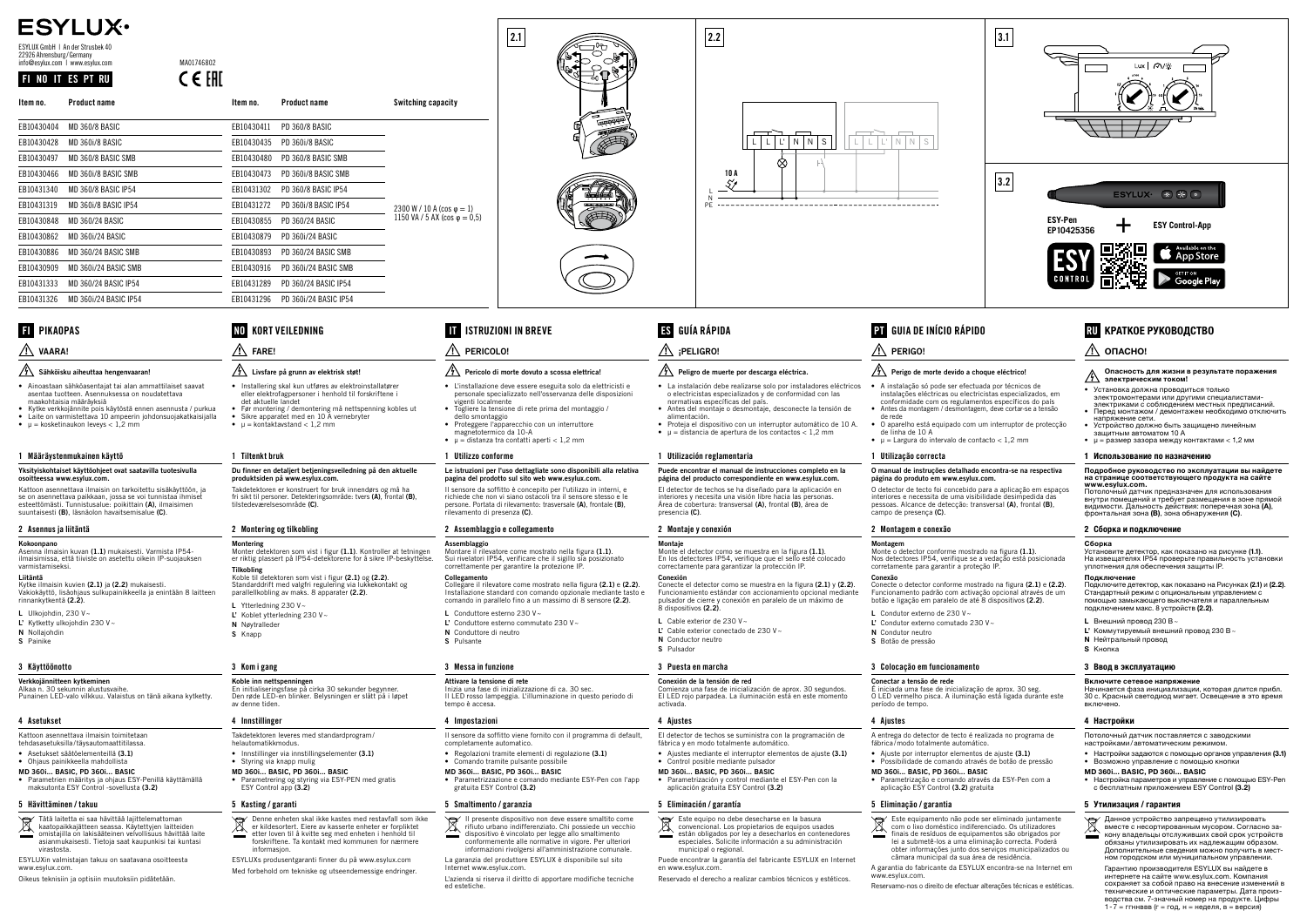ESYLUX

ESYLUX GmbH | An der Strusbek 40
22926 Ahrensburg/Germany
info@esylux.com | www.esylux.com

MA01746802

FI NO IT ES PT RU

| Item no. | Product name | Item no. | Product name | Switching capacity |
|---|---|---|---|---|
| EB10430404 | MD 360/8 BASIC | EB10430411 | PD 360/8 BASIC | 2300 W / 10 A (cos φ = 1) 1150 VA / 5 AX (cos φ = 0,5) |
| EB10430428 | MD 360i/8 BASIC | EB10430435 | PD 360i/8 BASIC | |
| EB10430497 | MD 360/8 BASIC SMB | EB10430480 | PD 360/8 BASIC SMB | |
| EB10430466 | MD 360i/8 BASIC SMB | EB10430473 | PD 360i/8 BASIC SMB | |
| EB10431340 | MD 360/8 BASIC IP54 | EB10431302 | PD 360/8 BASIC IP54 | |
| EB10431319 | MD 360i/8 BASIC IP54 | EB10431272 | PD 360i/8 BASIC IP54 | |
| EB10430848 | MD 360/24 BASIC | EB10430855 | PD 360/24 BASIC | |
| EB10430862 | MD 360i/24 BASIC | EB10430879 | PD 360i/24 BASIC | |
| EB10430886 | MD 360/24 BASIC SMB | EB10430893 | PD 360/24 BASIC SMB | |
| EB10430909 | MD 360i/24 BASIC SMB | EB10430916 | PD 360i/24 BASIC SMB | |
| EB10431333 | MD 360/24 BASIC IP54 | EB10431289 | PD 360/24 BASIC IP54 | |
| EB10431326 | MD 360i/24 BASIC IP54 | EB10431296 | PD 360i/24 BASIC IP54 | |

2.1

2.2

L L L' N N S L L L' N N S

10 A

L
N
PE

3.1

Lux | ⏱

3.2

ESY-Pen
EP10425356

ESY Control-App

ESY CONTROL

Available on the App Store

GET IT ON Google Play

# FI PIKAOPAS

## VAARA!

**Sähköisku aiheuttaa hengenvaaran!**

- Ainoastaan sähköasentajat tai alan ammattilaiset saavat asentaa tuotteen. Asennuksessa on noudatettava maakohtaisia määräyksiä
- Kytke verkkojännite pois käytöstä ennen asennusta / purkua
- Laite on varmistettava 10 ampeerin johdonsuojakatkaisijalla
- μ = kosketinaukon leveys < 1,2 mm

## 1 Määräystenmukainen käyttö

**Yksityiskohtaiset käyttöohjeet ovat saatavilla tuotesivulla osoitteessa www.esylux.com.**

Kattoon asennettava ilmaisin on tarkoitettu sisäkäyttöön, ja se on asennettava paikkaan, jossa se voi tunnistaa ihmiset esteettömästi. Tunnistusalue: poikittain (A), ilmaisimen suuntaisesti (B), läsnäolon havaitsemisalue (C).

## 2 Asennus ja liitäntä

**Kokoonpano**
Asenna ilmaisin kuvan (1.1) mukaisesti. Varmista IP54-ilmaisimissa, että tiiviste on asetettu oikein IP-suojauksen varmistamiseksi.

**Liitäntä**
Kytke ilmaisin kuvien (2.1) ja (2.2) mukaisesti.
Vakiokäyttö, lisäohjaus sulkupainikkeella ja enintään 8 laitteen rinnankytkentä (2.2).

**L** Ulkojohdin, 230 V~
**L'** Kytketty ulkojohdin 230 V~
**N** Nollajohdin
**S** Painike

## 3 Käyttöönotto

**Verkkojännitteen kytkeminen**
Alkaa n. 30 sekunnin alustusvaihe.
Punainen LED-valo vilkkuu. Valaistus on tänä aikana kytketty.

## 4 Asetukset

Kattoon asennettava ilmaisin toimitetaan tehdasasetuksilla/täysautomaattitilassa.

- Asetukset säätöelementeillä (3.1)
- Ohjaus painikkeella mahdollista

**MD 360i... BASIC, PD 360i... BASIC**
- Parametrien määritys ja ohjaus ESY-Penillä käyttämällä maksutonta ESY Control -sovellusta (3.2)

## 5 Hävittäminen / takuu

Tätä laitetta ei saa hävittää lajittelemattoman kaatopaikkajätteen seassa. Käytettyjen laitteiden omistajilla on lakisääteinen velvollisuus hävittää laite asianmukaisesti. Tietoja saat kaupungistasi tai kuntasi virastosta.

ESYLUXin valmistajan takuu on saatavana osoitteesta www.esylux.com.

Oikeus teknisiin ja optisiin muutoksiin pidätetään.

# NO KORT VEILEDNING

## FARE!

**Livsfare på grunn av elektrisk støt!**

- Installering skal kun utføres av elektroinstallatører eller elektrofagpersoner i henhold til forskriftene i det aktuelle landet
- Før montering / demontering må nettspenning kobles ut
- Sikre apparatet med en 10 A vernebryter
- μ = kontaktavstand < 1,2 mm

## 1 Tiltenkt bruk

**Du finner en detaljert betjeningsveiledning på den aktuelle produktsiden på www.esylux.com.**

Takdetektoren er konstruert for bruk innendørs og må ha fri sikt til personer. Detekteringsområde: tvers (A), frontal (B), tilstedeværelsesområde (C).

## 2 Montering og tilkobling

**Montering**
Monter detektoren som vist i figur (1.1). Kontroller at tetningen er riktig plassert på IP54-detektorene for å sikre IP-beskyttelse.

**Tilkobling**
Koble til detektoren som vist i figur (2.1) og (2.2).
Standarddrift med valgfri regulering via lukkekontakt og parallellkobling av maks. 8 apparater (2.2).

**L** Ytterledning 230 V~
**L'** Koblet ytterledning 230 V~
**N** Nøytralleder
**S** Knapp

## 3 Kom i gang

**Koble inn nettspenningen**
En initialiseringsfase på cirka 30 sekunder begynner.
Den røde LED-en blinker. Belysningen er slått på i løpet av denne tiden.

## 4 Innstillinger

Takdetektoren leveres med standardprogram/helautomatikkmodus.

- Innstillinger via innstillingselementer (3.1)
- Styring via knapp mulig

**MD 360i... BASIC, PD 360i... BASIC**
- Parametrering og styring via ESY-PEN med gratis ESY Control app (3.2)

## 5 Kasting / garanti

Denne enheten skal ikke kastes med restavfall som ikke er kildesortert. Eiere av kasserte enheter er forpliktet etter loven til å kvitte seg med enheten i henhold til forskriftene. Ta kontakt med kommunen for nærmere informasjon.

ESYLUXs produsentgaranti finner du på www.esylux.com

Med forbehold om tekniske og utseendemessige endringer.

# IT ISTRUZIONI IN BREVE

## PERICOLO!

**Pericolo di morte dovuto a scossa elettrica!**

- L'installazione deve essere eseguita solo da elettricisti e personale specializzato nell'osservanza delle disposizioni vigenti localmente
- Togliere la tensione di rete prima del montaggio / dello smontaggio
- Proteggere l'apparecchio con un interruttore magnetotermico da 10-A
- μ = distanza tra contatti aperti < 1,2 mm

## 1 Utilizzo conforme

**Le istruzioni per l'uso dettagliate sono disponibili alla relativa pagina del prodotto sul sito web www.esylux.com.**

Il sensore da soffitto è concepito per l'utilizzo in interni, e richiede che non vi siano ostacoli tra il sensore stesso e le persone. Portata di rilevamento: trasversale (A), frontale (B), rilevamento di presenza (C).

## 2 Assemblaggio e collegamento

**Assemblaggio**
Montare il rilevatore come mostrato nella figura (1.1).
Sui rivelatori IP54, verificare che il sigillo sia posizionato correttamente per garantire la protezione IP.

**Collegamento**
Collegare il rilevatore come mostrato nella figura (2.1) e (2.2).
Installazione standard con comando opzionale mediante tasto e comando in parallelo fino a un massimo di 8 sensore (2.2).

**L** Conduttore esterno 230 V~
**L'** Conduttore esterno commutato 230 V~
**N** Conduttore di neutro
**S** Pulsante

## 3 Messa in funzione

**Attivare la tensione di rete**
Inizia una fase di inizializzazione di ca. 30 sec.
Il LED rosso lampeggia. L'illuminazione in questo periodo di tempo è accesa.

## 4 Impostazioni

Il sensore da soffitto viene fornito con il programma di default, completamente automatico.

- Regolazioni tramite elementi di regolazione (3.1)
- Comando tramite pulsante possibile

**MD 360i... BASIC, PD 360i... BASIC**
- Parametrizzazione e comando mediante ESY-Pen con l'app gratuita ESY Control (3.2)

## 5 Smaltimento / garanzia

Il presente dispositivo non deve essere smaltito come rifiuto urbano indifferenziato. Chi possiede un vecchio dispositivo è vincolato per legge allo smaltimento conformemente alle normative in vigore. Per ulteriori informazioni rivolgersi all'amministrazione comunale.

La garanzia del produttore ESYLUX è disponibile sul sito Internet www.esylux.com.

L'azienda si riserva il diritto di apportare modifiche tecniche ed estetiche.

# ES GUÍA RÁPIDA

## ¡PELIGRO!

**Peligro de muerte por descarga eléctrica.**

- La instalación debe realizarse solo por instaladores eléctricos o electricistas especializados y de conformidad con las normativas específicas del país.
- Antes del montaje o desmontaje, desconecte la tensión de alimentación.
- Proteja el dispositivo con un interruptor automático de 10 A.
- μ = distancia de apertura de los contactos < 1,2 mm

## 1 Utilización reglamentaria

**Puede encontrar el manual de instrucciones completo en la página del producto correspondiente en www.esylux.com.**

El detector de techos se ha diseñado para la aplicación en interiores y necesita una visión libre hacia las personas. Área de cobertura: transversal (A), frontal (B), área de presencia (C).

## 2 Montaje y conexión

**Montaje**
Monte el detector como se muestra en la figura (1.1).
En los detectores IP54, verifique que el sello esté colocado correctamente para garantizar la protección IP.

**Conexión**
Conecte el detector como se muestra en la figura (2.1) y (2.2).
Funcionamiento estándar con accionamiento opcional mediante pulsador de cierre y conexión en paralelo de un máximo de 8 dispositivos (2.2).

**L** Cable exterior de 230 V~
**L'** Cable exterior conectado de 230 V~
**N** Conductor neutro
**S** Pulsador

## 3 Puesta en marcha

**Conexión de la tensión de red**
Comienza una fase de inicialización de aprox. 30 segundos.
El LED rojo parpadea. La iluminación está en este momento activada.

## 4 Ajustes

El detector de techos se suministra con la programación de fábrica y en modo totalmente automático.

- Ajustes mediante el interruptor elementos de ajuste (3.1)
- Control posible mediante pulsador

**MD 360i... BASIC, PD 360i... BASIC**
- Parametrización y control mediante el ESY-Pen con la aplicación gratuita ESY Control (3.2)

## 5 Eliminación / garantía

Este equipo no debe desecharse en la basura convencional. Los propietarios de equipos usados están obligados por ley a desecharlos en contenedores especiales. Solicite información a su administración municipal o regional.

Puede encontrar la garantía del fabricante ESYLUX en Internet en www.esylux.com.

Reservado el derecho a realizar cambios técnicos y estéticos.

# PT GUIA DE INÍCIO RÁPIDO

## PERIGO!

**Perigo de morte devido a choque eléctrico!**

- A instalação só pode ser efectuada por técnicos de instalações eléctricas ou electricistas especializados, em conformidade com os regulamentos específicos do país
- Antes da montagem / desmontagem, deve cortar-se a tensão de rede
- O aparelho está equipado com um interruptor de protecção de linha de 10 A
- μ = Largura do intervalo de contacto < 1,2 mm

## 1 Utilização correcta

**O manual de instruções detalhado encontra-se na respectiva página do produto em www.esylux.com.**

O detector de tecto foi concebido para a aplicação em espaços interiores e necessita de uma visibilidade desimpedida das pessoas. Alcance de detecção: transversal (A), frontal (B), campo de presença (C).

## 2 Montagem e conexão

**Montagem**
Monte o detector conforme mostrado na figura (1.1).
Nos detectores IP54, verifique se a vedação está posicionada corretamente para garantir a proteção IP.

**Conexão**
Conecte o detector conforme mostrado na figura (2.1) e (2.2).
Funcionamento padrão com activação opcional através de um botão e ligação em paralelo de até 8 dispositivos (2.2).

**L** Condutor externo de 230 V~
**L'** Condutor externo comutado 230 V~
**N** Condutor neutro
**S** Botão de pressão

## 3 Colocação em funcionamento

**Conectar a tensão de rede**
É iniciada uma fase de inicialização de aprox. 30 seg.
O LED vermelho pisca. A iluminação está ligada durante este período de tempo.

## 4 Ajustes

A entrega do detector de tecto é realizada no programa de fábrica/modo totalmente automático.

- Ajuste por interruptor elementos de ajuste (3.1)
- Possibilidade de comando através de botão de pressão

**MD 360i... BASIC, PD 360i... BASIC**
- Parametrização e comando através da ESY-Pen com a aplicação ESY Control (3.2) gratuita

## 5 Eliminação / garantia

Este equipamento não pode ser eliminado juntamente com o lixo doméstico indiferenciado. Os utilizadores finais de resíduos de equipamentos são obrigados por lei a submetê-los a uma eliminação correcta. Poderá obter informações junto dos serviços municipalizados ou câmara municipal da sua área de residência.

A garantia do fabricante da ESYLUX encontra-se na Internet em www.esylux.com.

Reservamo-nos o direito de efectuar alterações técnicas e estéticas.

# RU КРАТКОЕ РУКОВОДСТВО

## ОПАСНО!

**Опасность для жизни в результате поражения электрическим током!**

- Установка должна проводиться только электромонтерами или другими специалистами-электриками с соблюдением местных предписаний.
- Перед монтажом / демонтажем необходимо отключить напряжение сети.
- Устройство должно быть защищено линейным защитным автоматом 10 A
- μ = размер зазора между контактами < 1,2 мм

## 1 Использование по назначению

**Подробное руководство по эксплуатации вы найдете на странице соответствующего продукта на сайте www.esylux.com.**
Потолочный датчик предназначен для использования внутри помещений и требует размещения в зоне прямой видимости. Дальность действия: поперечная зона (A), фронтальная зона (B), зона обнаружения (C).

## 2 Сборка и подключение

**Сборка**
Установите детектор, как показано на рисунке (1.1).
На извещателях IP54 проверьте правильность установки уплотнения для обеспечения защиты IP.

**Подключение**
Подключите детектор, как показано на Рисунках (2.1) и (2.2).
Стандартный режим с опциональным управлением с помощью замыкающего выключателя и параллельным подключением макс. 8 устройств (2.2).

**L** Внешний провод 230 В~
**L'** Коммутируемый внешний провод 230 В~
**N** Нейтральный провод
**S** Кнопка

## 3 Ввод в эксплуатацию

**Включите сетевое напряжение**
Начинается фаза инициализации, которая длится прибл. 30 с. Красный светодиод мигает. Освещение в это время включено.

## 4 Настройки

Потолочный датчик поставляется с заводскими настройками/автоматическим режимом.

- Настройки задаются с помощью органов управления (3.1)
- Возможно управление с помощью кнопки

**MD 360i... BASIC, PD 360i... BASIC**
- Настройка параметров и управление с помощью ESY-Pen с бесплатным приложением ESY Control (3.2)

## 5 Утилизация / гарантия

Данное устройство запрещено утилизировать вместе с несортированным мусором. Согласно закону владельцы отслуживших свой срок устройств обязаны утилизировать их надлежащим образом. Дополнительные сведения можно получить в местном городском или муниципальном управлении.

Гарантию производителя ESYLUX вы найдете в интернете на сайте www.esylux.com. Компания сохраняет за собой право на внесение изменений в технические и оптические параметры. Дата производства см. 7-значный номер на продукте. Цифры 1-7 = ггнннвв (г = год, н = неделя, в = версия)